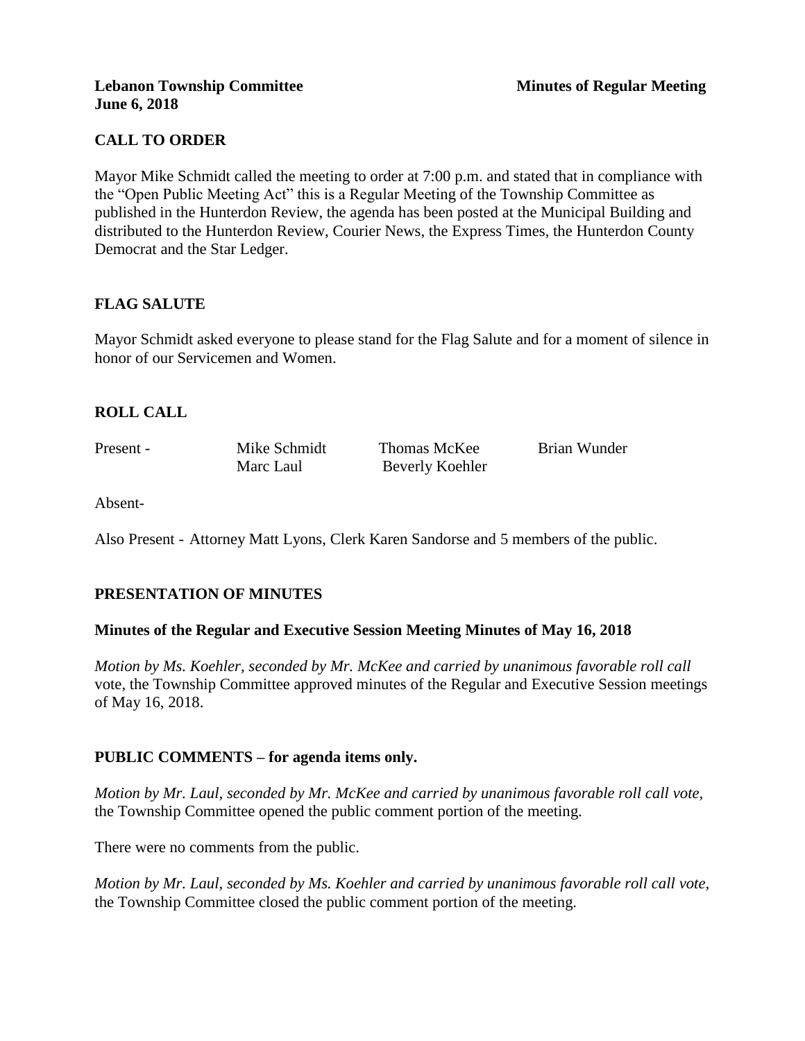**Lebanon Township Committee** **Minutes of Regular Meeting**
**June 6, 2018**

## CALL TO ORDER

Mayor Mike Schmidt called the meeting to order at 7:00 p.m. and stated that in compliance with the "Open Public Meeting Act" this is a Regular Meeting of the Township Committee as published in the Hunterdon Review, the agenda has been posted at the Municipal Building and distributed to the Hunterdon Review, Courier News, the Express Times, the Hunterdon County Democrat and the Star Ledger.

## FLAG SALUTE

Mayor Schmidt asked everyone to please stand for the Flag Salute and for a moment of silence in honor of our Servicemen and Women.

## ROLL CALL

| Present - | Mike Schmidt | Thomas McKee | Brian Wunder |
|---|---|---|---|
| | Marc Laul | Beverly Koehler | |

Absent-

Also Present - Attorney Matt Lyons, Clerk Karen Sandorse and 5 members of the public.

## PRESENTATION OF MINUTES

### Minutes of the Regular and Executive Session Meeting Minutes of May 16, 2018

*Motion by Ms. Koehler, seconded by Mr. McKee and carried by unanimous favorable roll call* vote, the Township Committee approved minutes of the Regular and Executive Session meetings of May 16, 2018.

## PUBLIC COMMENTS – for agenda items only.

*Motion by Mr. Laul, seconded by Mr. McKee and carried by unanimous favorable roll call vote,* the Township Committee opened the public comment portion of the meeting.

There were no comments from the public.

*Motion by Mr. Laul, seconded by Ms. Koehler and carried by unanimous favorable roll call vote,* the Township Committee closed the public comment portion of the meeting.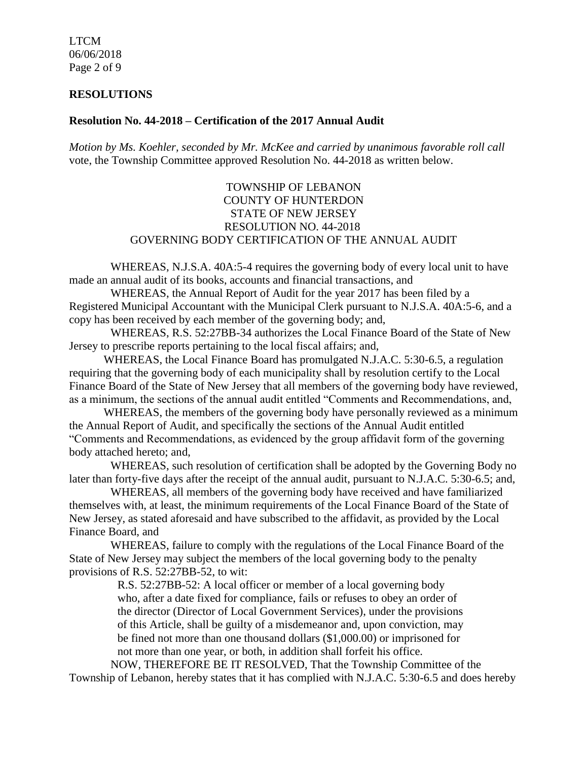## RESOLUTIONS

### Resolution No. 44-2018 – Certification of the 2017 Annual Audit

*Motion by Ms. Koehler, seconded by Mr. McKee and carried by unanimous favorable roll call* vote, the Township Committee approved Resolution No. 44-2018 as written below.

TOWNSHIP OF LEBANON
COUNTY OF HUNTERDON
STATE OF NEW JERSEY
RESOLUTION NO. 44-2018
GOVERNING BODY CERTIFICATION OF THE ANNUAL AUDIT

WHEREAS, N.J.S.A. 40A:5-4 requires the governing body of every local unit to have made an annual audit of its books, accounts and financial transactions, and

WHEREAS, the Annual Report of Audit for the year 2017 has been filed by a Registered Municipal Accountant with the Municipal Clerk pursuant to N.J.S.A. 40A:5-6, and a copy has been received by each member of the governing body; and,

WHEREAS, R.S. 52:27BB-34 authorizes the Local Finance Board of the State of New Jersey to prescribe reports pertaining to the local fiscal affairs; and,

WHEREAS, the Local Finance Board has promulgated N.J.A.C. 5:30-6.5, a regulation requiring that the governing body of each municipality shall by resolution certify to the Local Finance Board of the State of New Jersey that all members of the governing body have reviewed, as a minimum, the sections of the annual audit entitled "Comments and Recommendations, and,

WHEREAS, the members of the governing body have personally reviewed as a minimum the Annual Report of Audit, and specifically the sections of the Annual Audit entitled "Comments and Recommendations, as evidenced by the group affidavit form of the governing body attached hereto; and,

WHEREAS, such resolution of certification shall be adopted by the Governing Body no later than forty-five days after the receipt of the annual audit, pursuant to N.J.A.C. 5:30-6.5; and,

WHEREAS, all members of the governing body have received and have familiarized themselves with, at least, the minimum requirements of the Local Finance Board of the State of New Jersey, as stated aforesaid and have subscribed to the affidavit, as provided by the Local Finance Board, and

WHEREAS, failure to comply with the regulations of the Local Finance Board of the State of New Jersey may subject the members of the local governing body to the penalty provisions of R.S. 52:27BB-52, to wit:

> R.S. 52:27BB-52: A local officer or member of a local governing body who, after a date fixed for compliance, fails or refuses to obey an order of the director (Director of Local Government Services), under the provisions of this Article, shall be guilty of a misdemeanor and, upon conviction, may be fined not more than one thousand dollars ($1,000.00) or imprisoned for not more than one year, or both, in addition shall forfeit his office.

NOW, THEREFORE BE IT RESOLVED, That the Township Committee of the Township of Lebanon, hereby states that it has complied with N.J.A.C. 5:30-6.5 and does hereby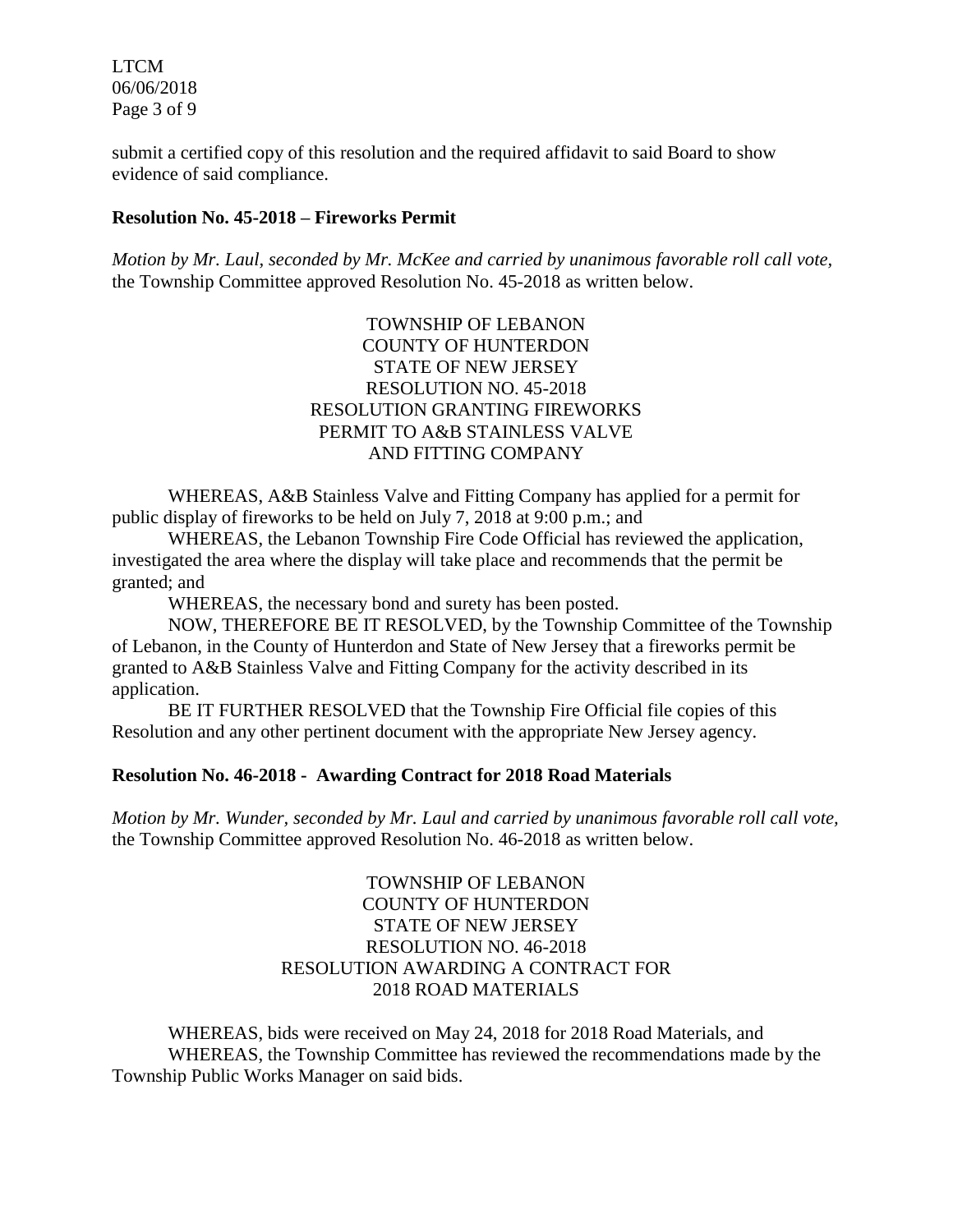submit a certified copy of this resolution and the required affidavit to said Board to show evidence of said compliance.

**Resolution No. 45-2018 – Fireworks Permit**

*Motion by Mr. Laul, seconded by Mr. McKee and carried by unanimous favorable roll call vote,* the Township Committee approved Resolution No. 45-2018 as written below.

TOWNSHIP OF LEBANON
COUNTY OF HUNTERDON
STATE OF NEW JERSEY
RESOLUTION NO. 45-2018
RESOLUTION GRANTING FIREWORKS
PERMIT TO A&B STAINLESS VALVE
AND FITTING COMPANY

WHEREAS, A&B Stainless Valve and Fitting Company has applied for a permit for public display of fireworks to be held on July 7, 2018 at 9:00 p.m.; and

WHEREAS, the Lebanon Township Fire Code Official has reviewed the application, investigated the area where the display will take place and recommends that the permit be granted; and

WHEREAS, the necessary bond and surety has been posted.

NOW, THEREFORE BE IT RESOLVED, by the Township Committee of the Township of Lebanon, in the County of Hunterdon and State of New Jersey that a fireworks permit be granted to A&B Stainless Valve and Fitting Company for the activity described in its application.

BE IT FURTHER RESOLVED that the Township Fire Official file copies of this Resolution and any other pertinent document with the appropriate New Jersey agency.

**Resolution No. 46-2018 - Awarding Contract for 2018 Road Materials**

*Motion by Mr. Wunder, seconded by Mr. Laul and carried by unanimous favorable roll call vote,* the Township Committee approved Resolution No. 46-2018 as written below.

TOWNSHIP OF LEBANON
COUNTY OF HUNTERDON
STATE OF NEW JERSEY
RESOLUTION NO. 46-2018
RESOLUTION AWARDING A CONTRACT FOR
2018 ROAD MATERIALS

WHEREAS, bids were received on May 24, 2018 for 2018 Road Materials, and

WHEREAS, the Township Committee has reviewed the recommendations made by the Township Public Works Manager on said bids.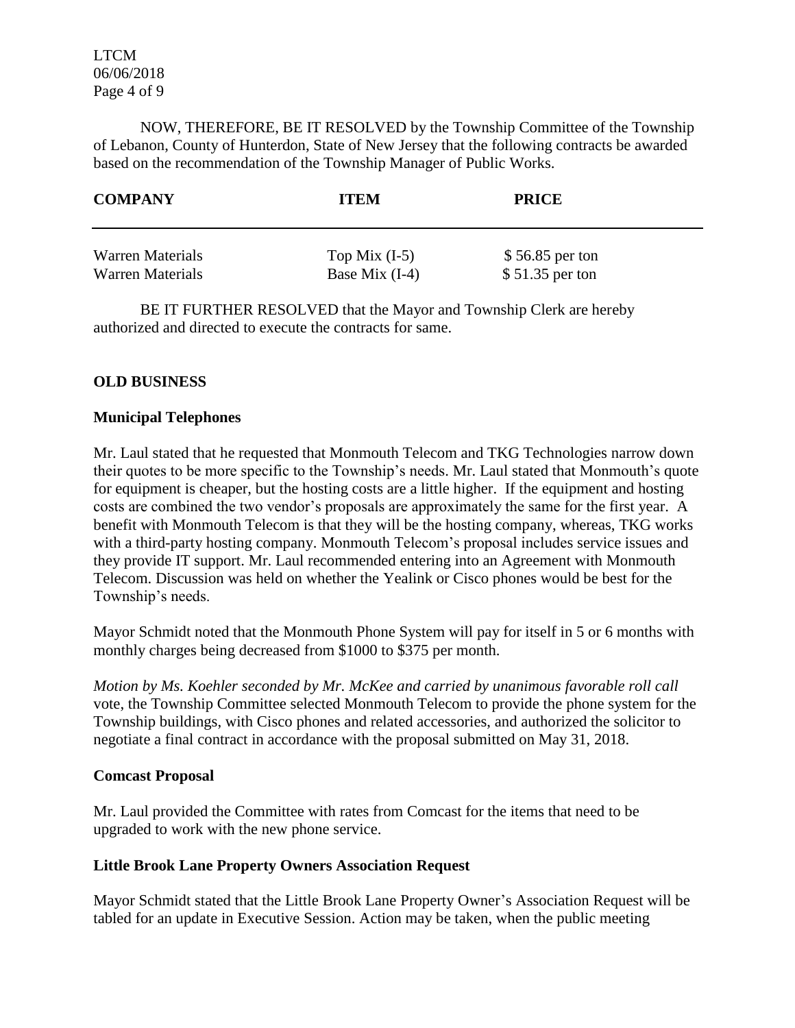NOW, THEREFORE, BE IT RESOLVED by the Township Committee of the Township of Lebanon, County of Hunterdon, State of New Jersey that the following contracts be awarded based on the recommendation of the Township Manager of Public Works.

| COMPANY | ITEM | PRICE |
|---|---|---|
| Warren Materials | Top Mix (I-5) | $ 56.85 per ton |
| Warren Materials | Base Mix (I-4) | $ 51.35 per ton |

BE IT FURTHER RESOLVED that the Mayor and Township Clerk are hereby authorized and directed to execute the contracts for same.

## OLD BUSINESS

### Municipal Telephones

Mr. Laul stated that he requested that Monmouth Telecom and TKG Technologies narrow down their quotes to be more specific to the Township's needs. Mr. Laul stated that Monmouth's quote for equipment is cheaper, but the hosting costs are a little higher. If the equipment and hosting costs are combined the two vendor's proposals are approximately the same for the first year. A benefit with Monmouth Telecom is that they will be the hosting company, whereas, TKG works with a third-party hosting company. Monmouth Telecom's proposal includes service issues and they provide IT support. Mr. Laul recommended entering into an Agreement with Monmouth Telecom. Discussion was held on whether the Yealink or Cisco phones would be best for the Township's needs.

Mayor Schmidt noted that the Monmouth Phone System will pay for itself in 5 or 6 months with monthly charges being decreased from $1000 to $375 per month.

*Motion by Ms. Koehler seconded by Mr. McKee and carried by unanimous favorable roll call* vote, the Township Committee selected Monmouth Telecom to provide the phone system for the Township buildings, with Cisco phones and related accessories, and authorized the solicitor to negotiate a final contract in accordance with the proposal submitted on May 31, 2018.

### Comcast Proposal

Mr. Laul provided the Committee with rates from Comcast for the items that need to be upgraded to work with the new phone service.

### Little Brook Lane Property Owners Association Request

Mayor Schmidt stated that the Little Brook Lane Property Owner's Association Request will be tabled for an update in Executive Session. Action may be taken, when the public meeting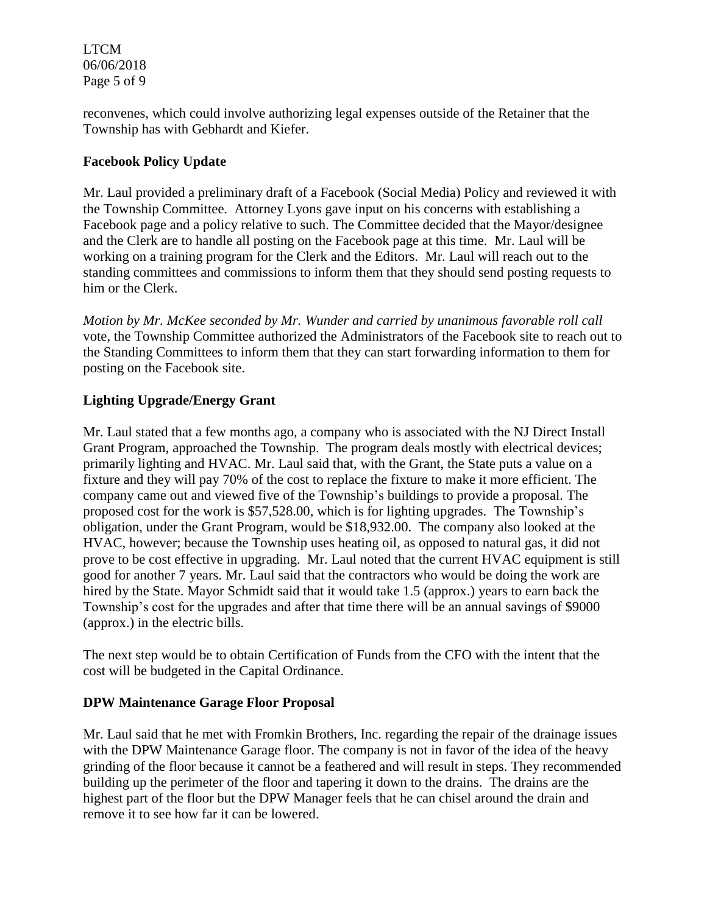reconvenes, which could involve authorizing legal expenses outside of the Retainer that the Township has with Gebhardt and Kiefer.

**Facebook Policy Update**

Mr. Laul provided a preliminary draft of a Facebook (Social Media) Policy and reviewed it with the Township Committee. Attorney Lyons gave input on his concerns with establishing a Facebook page and a policy relative to such. The Committee decided that the Mayor/designee and the Clerk are to handle all posting on the Facebook page at this time. Mr. Laul will be working on a training program for the Clerk and the Editors. Mr. Laul will reach out to the standing committees and commissions to inform them that they should send posting requests to him or the Clerk.

*Motion by Mr. McKee seconded by Mr. Wunder and carried by unanimous favorable roll call* vote, the Township Committee authorized the Administrators of the Facebook site to reach out to the Standing Committees to inform them that they can start forwarding information to them for posting on the Facebook site.

**Lighting Upgrade/Energy Grant**

Mr. Laul stated that a few months ago, a company who is associated with the NJ Direct Install Grant Program, approached the Township. The program deals mostly with electrical devices; primarily lighting and HVAC. Mr. Laul said that, with the Grant, the State puts a value on a fixture and they will pay 70% of the cost to replace the fixture to make it more efficient. The company came out and viewed five of the Township's buildings to provide a proposal. The proposed cost for the work is $57,528.00, which is for lighting upgrades. The Township's obligation, under the Grant Program, would be $18,932.00. The company also looked at the HVAC, however; because the Township uses heating oil, as opposed to natural gas, it did not prove to be cost effective in upgrading. Mr. Laul noted that the current HVAC equipment is still good for another 7 years. Mr. Laul said that the contractors who would be doing the work are hired by the State. Mayor Schmidt said that it would take 1.5 (approx.) years to earn back the Township's cost for the upgrades and after that time there will be an annual savings of $9000 (approx.) in the electric bills.

The next step would be to obtain Certification of Funds from the CFO with the intent that the cost will be budgeted in the Capital Ordinance.

**DPW Maintenance Garage Floor Proposal**

Mr. Laul said that he met with Fromkin Brothers, Inc. regarding the repair of the drainage issues with the DPW Maintenance Garage floor. The company is not in favor of the idea of the heavy grinding of the floor because it cannot be a feathered and will result in steps. They recommended building up the perimeter of the floor and tapering it down to the drains. The drains are the highest part of the floor but the DPW Manager feels that he can chisel around the drain and remove it to see how far it can be lowered.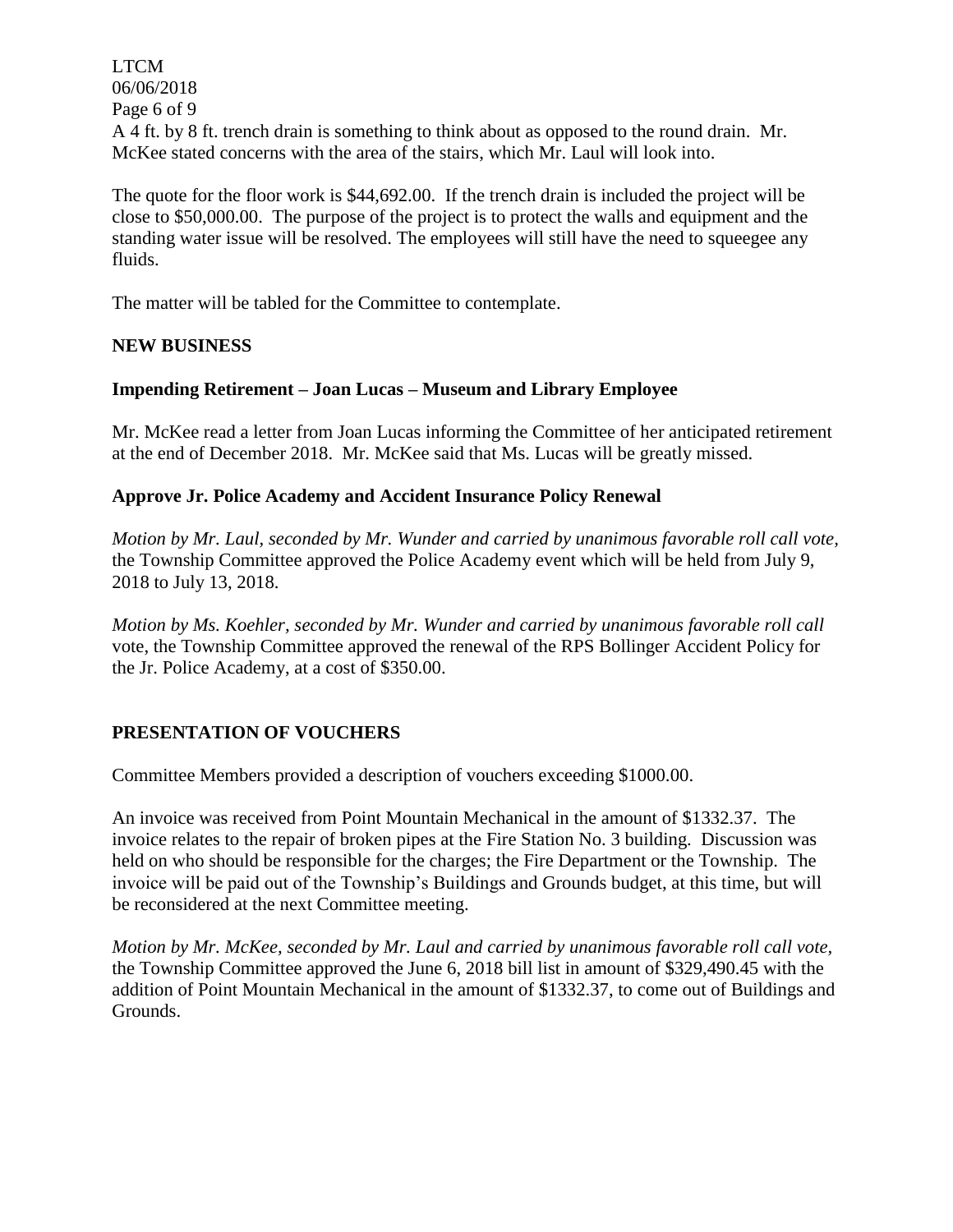A 4 ft. by 8 ft. trench drain is something to think about as opposed to the round drain. Mr. McKee stated concerns with the area of the stairs, which Mr. Laul will look into.

The quote for the floor work is $44,692.00. If the trench drain is included the project will be close to $50,000.00. The purpose of the project is to protect the walls and equipment and the standing water issue will be resolved. The employees will still have the need to squeegee any fluids.

The matter will be tabled for the Committee to contemplate.

## NEW BUSINESS

### Impending Retirement – Joan Lucas – Museum and Library Employee

Mr. McKee read a letter from Joan Lucas informing the Committee of her anticipated retirement at the end of December 2018. Mr. McKee said that Ms. Lucas will be greatly missed.

### Approve Jr. Police Academy and Accident Insurance Policy Renewal

*Motion by Mr. Laul, seconded by Mr. Wunder and carried by unanimous favorable roll call vote,* the Township Committee approved the Police Academy event which will be held from July 9, 2018 to July 13, 2018.

*Motion by Ms. Koehler, seconded by Mr. Wunder and carried by unanimous favorable roll call* vote, the Township Committee approved the renewal of the RPS Bollinger Accident Policy for the Jr. Police Academy, at a cost of $350.00.

## PRESENTATION OF VOUCHERS

Committee Members provided a description of vouchers exceeding $1000.00.

An invoice was received from Point Mountain Mechanical in the amount of $1332.37. The invoice relates to the repair of broken pipes at the Fire Station No. 3 building. Discussion was held on who should be responsible for the charges; the Fire Department or the Township. The invoice will be paid out of the Township's Buildings and Grounds budget, at this time, but will be reconsidered at the next Committee meeting.

*Motion by Mr. McKee, seconded by Mr. Laul and carried by unanimous favorable roll call vote*, the Township Committee approved the June 6, 2018 bill list in amount of $329,490.45 with the addition of Point Mountain Mechanical in the amount of $1332.37, to come out of Buildings and Grounds.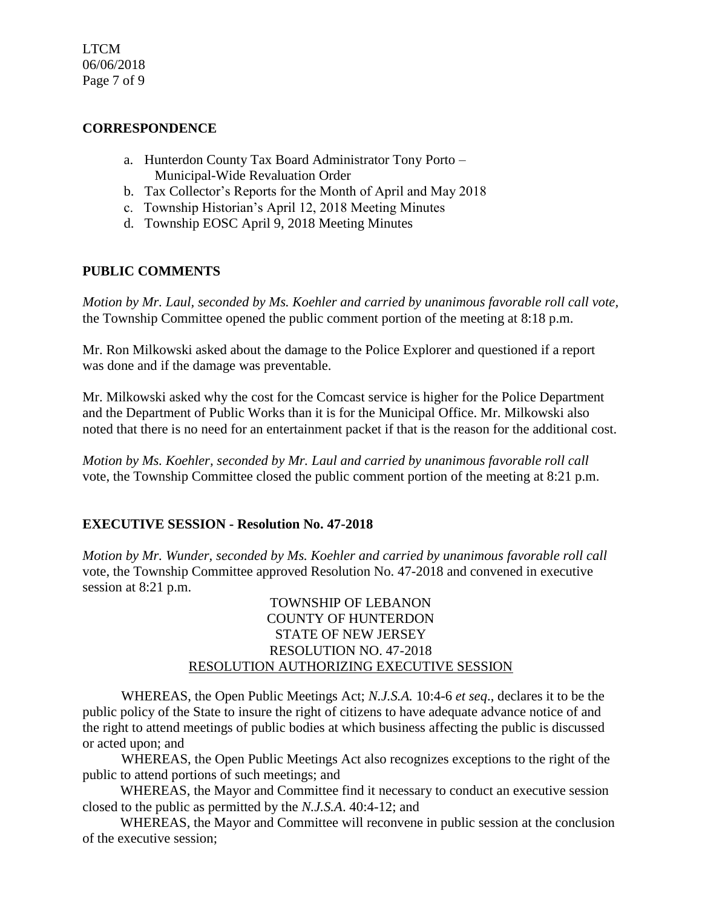## CORRESPONDENCE

a. Hunterdon County Tax Board Administrator Tony Porto – Municipal-Wide Revaluation Order
b. Tax Collector's Reports for the Month of April and May 2018
c. Township Historian's April 12, 2018 Meeting Minutes
d. Township EOSC April 9, 2018 Meeting Minutes

## PUBLIC COMMENTS

*Motion by Mr. Laul, seconded by Ms. Koehler and carried by unanimous favorable roll call vote,* the Township Committee opened the public comment portion of the meeting at 8:18 p.m.

Mr. Ron Milkowski asked about the damage to the Police Explorer and questioned if a report was done and if the damage was preventable.

Mr. Milkowski asked why the cost for the Comcast service is higher for the Police Department and the Department of Public Works than it is for the Municipal Office. Mr. Milkowski also noted that there is no need for an entertainment packet if that is the reason for the additional cost.

*Motion by Ms. Koehler, seconded by Mr. Laul and carried by unanimous favorable roll call* vote, the Township Committee closed the public comment portion of the meeting at 8:21 p.m.

## EXECUTIVE SESSION - Resolution No. 47-2018

*Motion by Mr. Wunder, seconded by Ms. Koehler and carried by unanimous favorable roll call* vote, the Township Committee approved Resolution No. 47-2018 and convened in executive session at 8:21 p.m.

TOWNSHIP OF LEBANON
COUNTY OF HUNTERDON
STATE OF NEW JERSEY
RESOLUTION NO. 47-2018
RESOLUTION AUTHORIZING EXECUTIVE SESSION

WHEREAS, the Open Public Meetings Act; *N.J.S.A.* 10:4-6 *et seq*., declares it to be the public policy of the State to insure the right of citizens to have adequate advance notice of and the right to attend meetings of public bodies at which business affecting the public is discussed or acted upon; and

WHEREAS, the Open Public Meetings Act also recognizes exceptions to the right of the public to attend portions of such meetings; and

WHEREAS, the Mayor and Committee find it necessary to conduct an executive session closed to the public as permitted by the *N.J.S.A*. 40:4-12; and

WHEREAS, the Mayor and Committee will reconvene in public session at the conclusion of the executive session;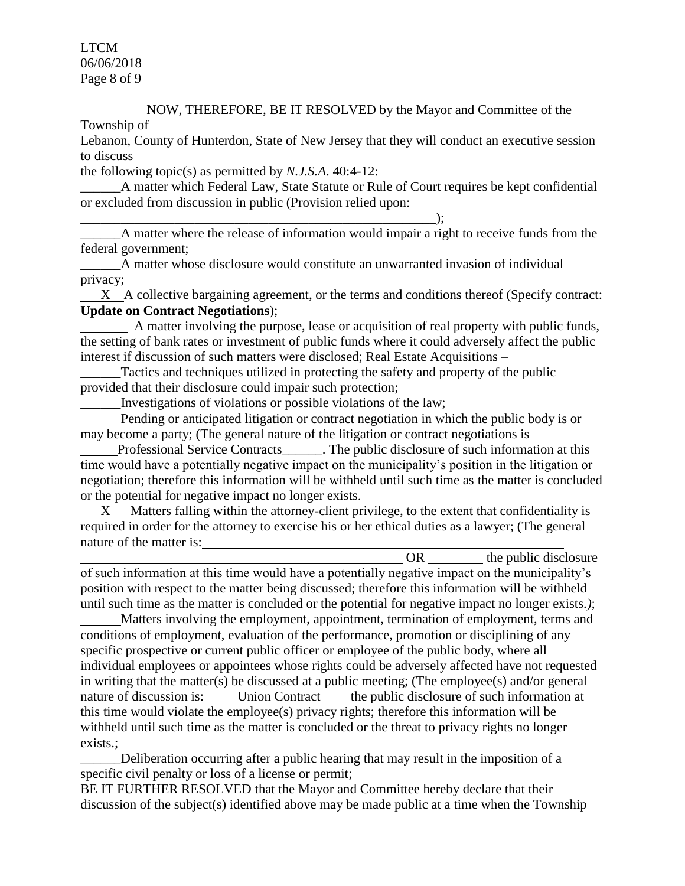NOW, THEREFORE, BE IT RESOLVED by the Mayor and Committee of the Township of Lebanon, County of Hunterdon, State of New Jersey that they will conduct an executive session to discuss the following topic(s) as permitted by *N.J.S.A.* 40:4-12:

______A matter which Federal Law, State Statute or Rule of Court requires be kept confidential or excluded from discussion in public (Provision relied upon: ______________________________________________________);

______A matter where the release of information would impair a right to receive funds from the federal government;

______A matter whose disclosure would constitute an unwarranted invasion of individual privacy;

__X__A collective bargaining agreement, or the terms and conditions thereof (Specify contract: **Update on Contract Negotiations**);

_______ A matter involving the purpose, lease or acquisition of real property with public funds, the setting of bank rates or investment of public funds where it could adversely affect the public interest if discussion of such matters were disclosed; Real Estate Acquisitions –

______Tactics and techniques utilized in protecting the safety and property of the public provided that their disclosure could impair such protection;

______Investigations of violations or possible violations of the law;

______Pending or anticipated litigation or contract negotiation in which the public body is or may become a party; (The general nature of the litigation or contract negotiations is ______Professional Service Contracts______. The public disclosure of such information at this time would have a potentially negative impact on the municipality's position in the litigation or negotiation; therefore this information will be withheld until such time as the matter is concluded or the potential for negative impact no longer exists.

__X__ Matters falling within the attorney-client privilege, to the extent that confidentiality is required in order for the attorney to exercise his or her ethical duties as a lawyer; (The general nature of the matter is: ______________________________________________________ OR ________ the public disclosure of such information at this time would have a potentially negative impact on the municipality's position with respect to the matter being discussed; therefore this information will be withheld until such time as the matter is concluded or the potential for negative impact no longer exists.*)*;

______Matters involving the employment, appointment, termination of employment, terms and conditions of employment, evaluation of the performance, promotion or disciplining of any specific prospective or current public officer or employee of the public body, where all individual employees or appointees whose rights could be adversely affected have not requested in writing that the matter(s) be discussed at a public meeting; (The employee(s) and/or general nature of discussion is: Union Contract the public disclosure of such information at this time would violate the employee(s) privacy rights; therefore this information will be withheld until such time as the matter is concluded or the threat to privacy rights no longer exists.;

______Deliberation occurring after a public hearing that may result in the imposition of a specific civil penalty or loss of a license or permit;

BE IT FURTHER RESOLVED that the Mayor and Committee hereby declare that their discussion of the subject(s) identified above may be made public at a time when the Township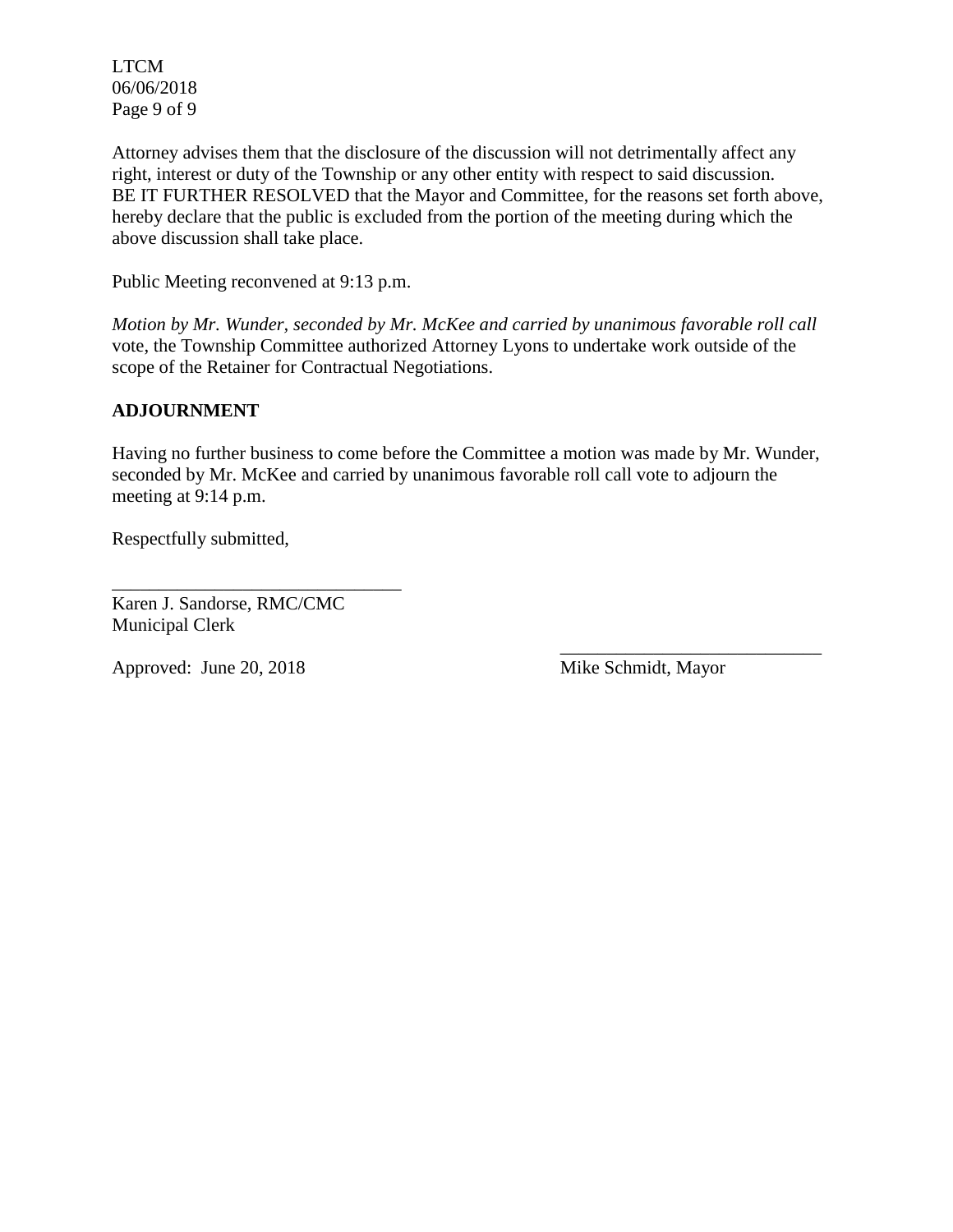Attorney advises them that the disclosure of the discussion will not detrimentally affect any right, interest or duty of the Township or any other entity with respect to said discussion.
BE IT FURTHER RESOLVED that the Mayor and Committee, for the reasons set forth above, hereby declare that the public is excluded from the portion of the meeting during which the above discussion shall take place.

Public Meeting reconvened at 9:13 p.m.

*Motion by Mr. Wunder, seconded by Mr. McKee and carried by unanimous favorable roll call* vote, the Township Committee authorized Attorney Lyons to undertake work outside of the scope of the Retainer for Contractual Negotiations.

**ADJOURNMENT**

Having no further business to come before the Committee a motion was made by Mr. Wunder, seconded by Mr. McKee and carried by unanimous favorable roll call vote to adjourn the meeting at 9:14 p.m.

Respectfully submitted,

_______________________________
Karen J. Sandorse, RMC/CMC
Municipal Clerk

Approved: June 20, 2018

_______________________________
Mike Schmidt, Mayor